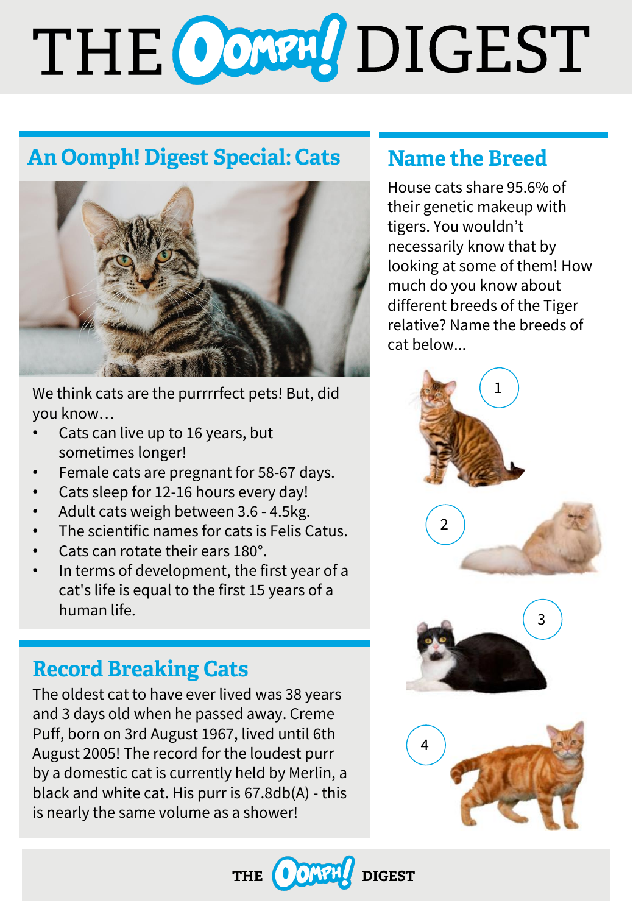# THE OOMPH! DIGEST

## An Oomph! Digest Special: Cats

We think cats are the purrrrfect pets! But, did you know…

- Cats can live up to 16 years, but sometimes longer!
- Female cats are pregnant for 58-67 days.
- Cats sleep for 12-16 hours every day!
- Adult cats weigh between 3.6 - 4.5kg.
- The scientific names for cats is Felis Catus.
- Cats can rotate their ears 180°.
- In terms of development, the first year of a cat's life is equal to the first 15 years of a human life.

## Record Breaking Cats

The oldest cat to have ever lived was 38 years and 3 days old when he passed away. Creme Puff, born on 3rd August 1967, lived until 6th August 2005! The record for the loudest purr by a domestic cat is currently held by Merlin, a black and white cat. His purr is 67.8db(A) - this is nearly the same volume as a shower!

## Name the Breed

House cats share 95.6% of their genetic makeup with tigers. You wouldn't necessarily know that by looking at some of them! How much do you know about different breeds of the Tiger relative? Name the breeds of cat below...

1

2

3

4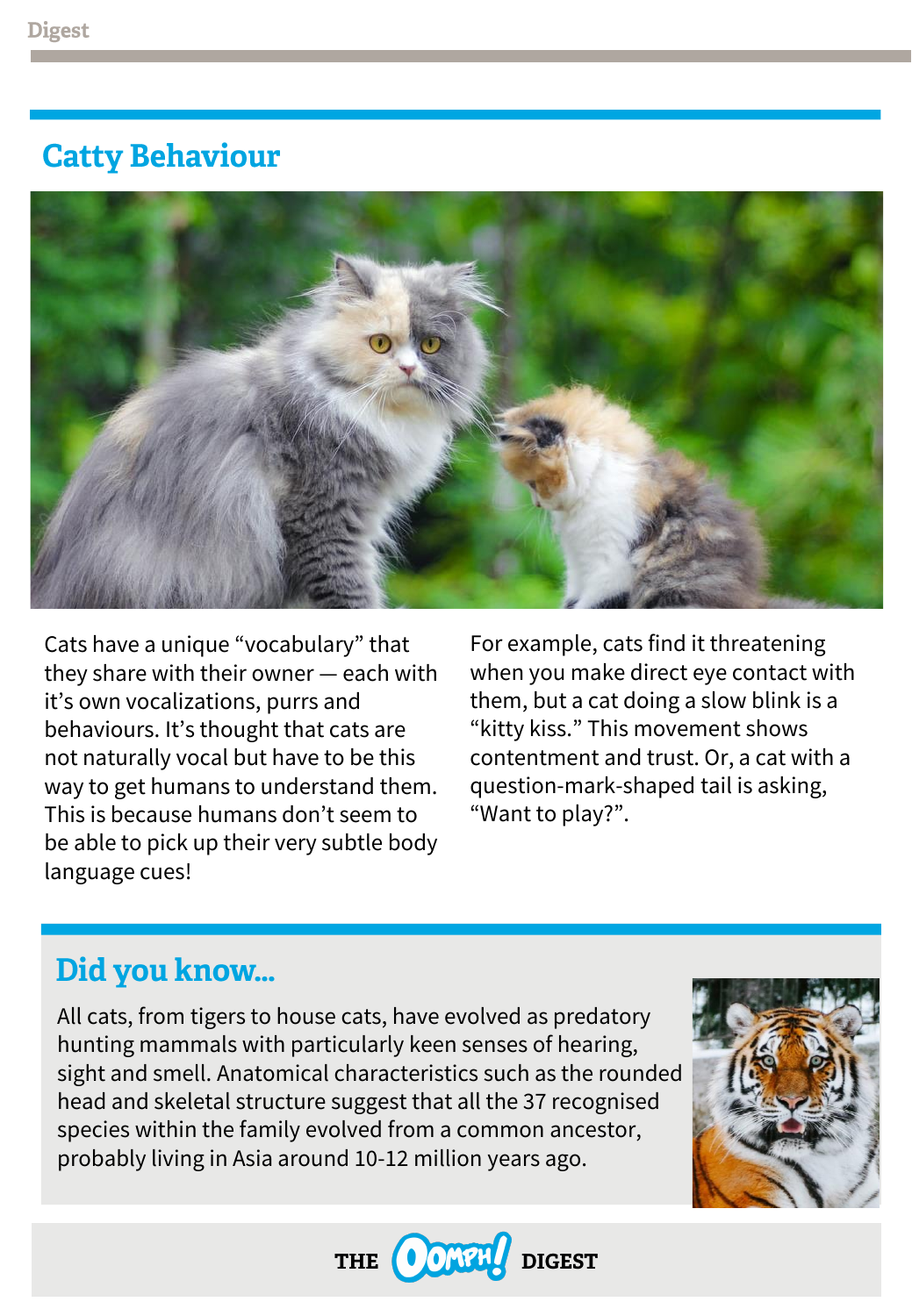## Catty Behaviour

Cats have a unique "vocabulary" that they share with their owner — each with it's own vocalizations, purrs and behaviours. It's thought that cats are not naturally vocal but have to be this way to get humans to understand them. This is because humans don't seem to be able to pick up their very subtle body language cues!

For example, cats find it threatening when you make direct eye contact with them, but a cat doing a slow blink is a "kitty kiss." This movement shows contentment and trust. Or, a cat with a question-mark-shaped tail is asking, "Want to play?".

## Did you know...

All cats, from tigers to house cats, have evolved as predatory hunting mammals with particularly keen senses of hearing, sight and smell. Anatomical characteristics such as the rounded head and skeletal structure suggest that all the 37 recognised species within the family evolved from a common ancestor, probably living in Asia around 10-12 million years ago.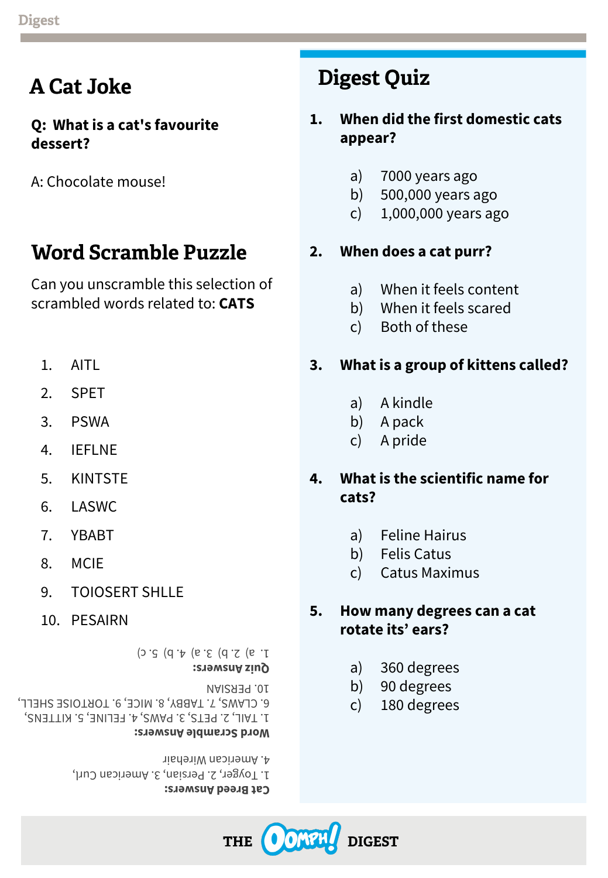## A Cat Joke

**Q: What is a cat's favourite dessert?**

A: Chocolate mouse!

## Word Scramble Puzzle

Can you unscramble this selection of scrambled words related to: **CATS**

1. AITL
2. SPET
3. PSWA
4. IEFLNE
5. KINTSTE
6. LASWC
7. YBABT
8. MCIE
9. TOIOSERT SHLLE
10. PESAIRN

**Quiz Answers:**
1. a) 2. b) 3. a) 4. b) 5. c)

**Word Scramble Answers:**
1. TAIL, 2. PETS, 3. PAWS, 4. FELINE, 5. KITTENS, 6. CLAWS, 7. TABBY, 8. MICE, 9. TORTOISE SHELL, 10. PERSIAN

**Cat Breed Answers:**
1. Toyger, 2. Persian, 3. American Curl, 4. American Wirehair

## Digest Quiz

1. **When did the first domestic cats appear?**
   a) 7000 years ago
   b) 500,000 years ago
   c) 1,000,000 years ago

2. **When does a cat purr?**
   a) When it feels content
   b) When it feels scared
   c) Both of these

3. **What is a group of kittens called?**
   a) A kindle
   b) A pack
   c) A pride

4. **What is the scientific name for cats?**
   a) Feline Hairus
   b) Felis Catus
   c) Catus Maximus

5. **How many degrees can a cat rotate its' ears?**
   a) 360 degrees
   b) 90 degrees
   c) 180 degrees